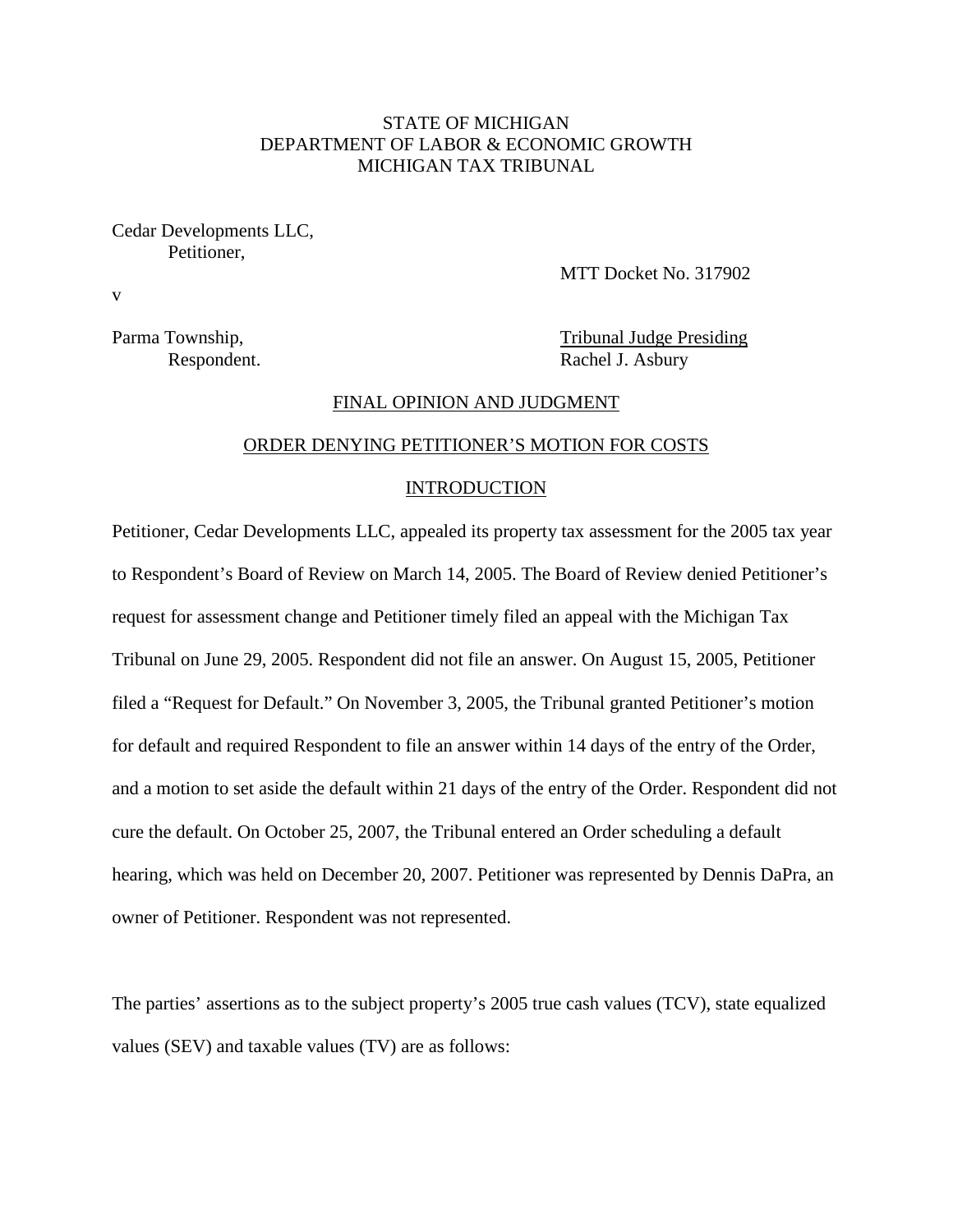STATE OF MICHIGAN
DEPARTMENT OF LABOR & ECONOMIC GROWTH
MICHIGAN TAX TRIBUNAL

Cedar Developments LLC,
Petitioner,

MTT Docket No. 317902

v

Parma Township,
Respondent.

Tribunal Judge Presiding
Rachel J. Asbury

FINAL OPINION AND JUDGMENT

ORDER DENYING PETITIONER'S MOTION FOR COSTS

INTRODUCTION

Petitioner, Cedar Developments LLC, appealed its property tax assessment for the 2005 tax year to Respondent's Board of Review on March 14, 2005. The Board of Review denied Petitioner's request for assessment change and Petitioner timely filed an appeal with the Michigan Tax Tribunal on June 29, 2005. Respondent did not file an answer. On August 15, 2005, Petitioner filed a "Request for Default." On November 3, 2005, the Tribunal granted Petitioner's motion for default and required Respondent to file an answer within 14 days of the entry of the Order, and a motion to set aside the default within 21 days of the entry of the Order. Respondent did not cure the default. On October 25, 2007, the Tribunal entered an Order scheduling a default hearing, which was held on December 20, 2007. Petitioner was represented by Dennis DaPra, an owner of Petitioner. Respondent was not represented.

The parties' assertions as to the subject property's 2005 true cash values (TCV), state equalized values (SEV) and taxable values (TV) are as follows: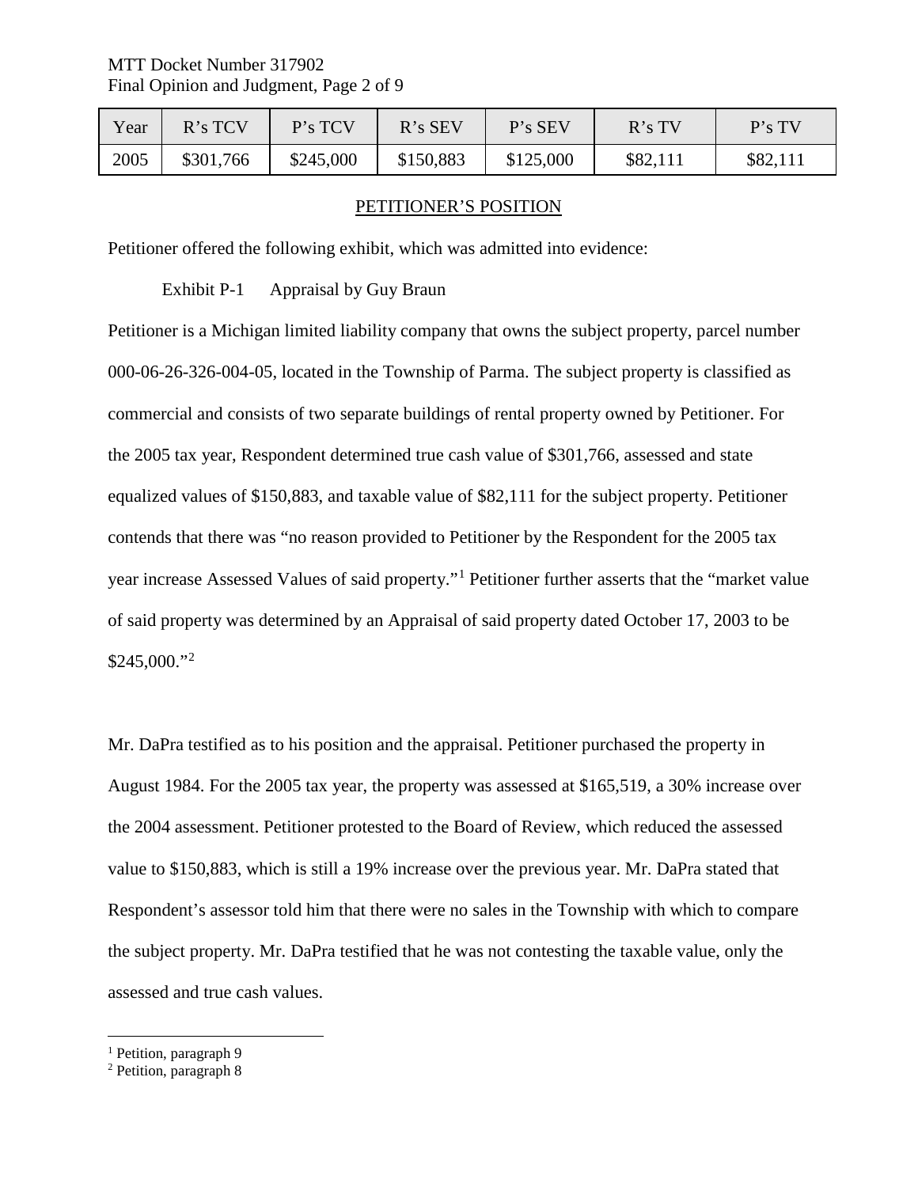| Year | R's TCV | P's TCV | R's SEV | P's SEV | R's TV | P's TV |
|---|---|---|---|---|---|---|
| 2005 | $301,766 | $245,000 | $150,883 | $125,000 | $82,111 | $82,111 |

## PETITIONER'S POSITION

Petitioner offered the following exhibit, which was admitted into evidence:

Exhibit P-1 Appraisal by Guy Braun

Petitioner is a Michigan limited liability company that owns the subject property, parcel number 000-06-26-326-004-05, located in the Township of Parma. The subject property is classified as commercial and consists of two separate buildings of rental property owned by Petitioner. For the 2005 tax year, Respondent determined true cash value of $301,766, assessed and state equalized values of $150,883, and taxable value of $82,111 for the subject property. Petitioner contends that there was "no reason provided to Petitioner by the Respondent for the 2005 tax year increase Assessed Values of said property."[1] Petitioner further asserts that the "market value of said property was determined by an Appraisal of said property dated October 17, 2003 to be $245,000."[2]

Mr. DaPra testified as to his position and the appraisal. Petitioner purchased the property in August 1984. For the 2005 tax year, the property was assessed at $165,519, a 30% increase over the 2004 assessment. Petitioner protested to the Board of Review, which reduced the assessed value to $150,883, which is still a 19% increase over the previous year. Mr. DaPra stated that Respondent's assessor told him that there were no sales in the Township with which to compare the subject property. Mr. DaPra testified that he was not contesting the taxable value, only the assessed and true cash values.

[1] Petition, paragraph 9

[2] Petition, paragraph 8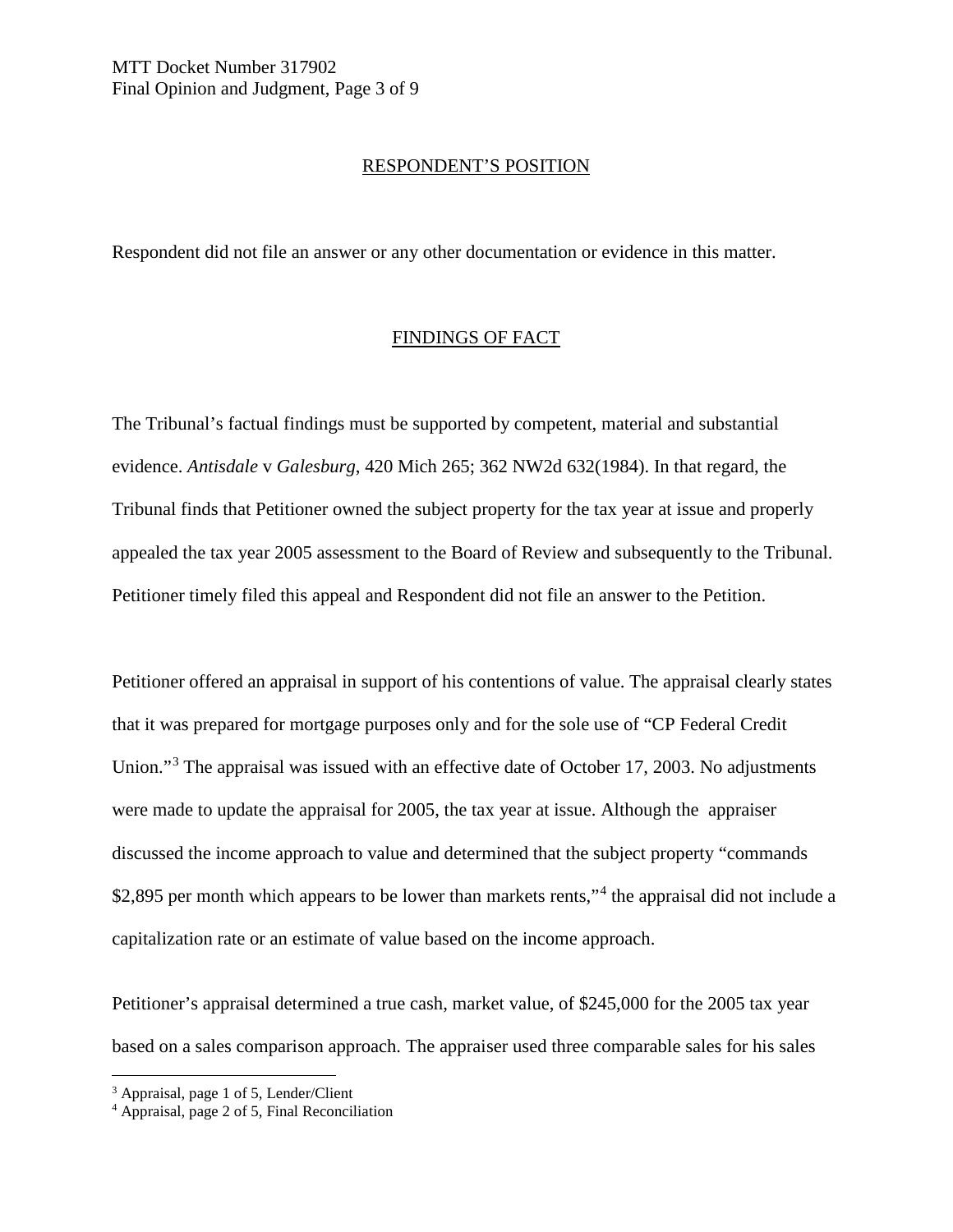## RESPONDENT'S POSITION

Respondent did not file an answer or any other documentation or evidence in this matter.

## FINDINGS OF FACT

The Tribunal's factual findings must be supported by competent, material and substantial evidence. *Antisdale* v *Galesburg*, 420 Mich 265; 362 NW2d 632(1984). In that regard, the Tribunal finds that Petitioner owned the subject property for the tax year at issue and properly appealed the tax year 2005 assessment to the Board of Review and subsequently to the Tribunal. Petitioner timely filed this appeal and Respondent did not file an answer to the Petition.

Petitioner offered an appraisal in support of his contentions of value. The appraisal clearly states that it was prepared for mortgage purposes only and for the sole use of "CP Federal Credit Union."[3] The appraisal was issued with an effective date of October 17, 2003. No adjustments were made to update the appraisal for 2005, the tax year at issue. Although the appraiser discussed the income approach to value and determined that the subject property "commands $2,895 per month which appears to be lower than markets rents,"[4] the appraisal did not include a capitalization rate or an estimate of value based on the income approach.

Petitioner's appraisal determined a true cash, market value, of $245,000 for the 2005 tax year based on a sales comparison approach. The appraiser used three comparable sales for his sales

[3] Appraisal, page 1 of 5, Lender/Client

[4] Appraisal, page 2 of 5, Final Reconciliation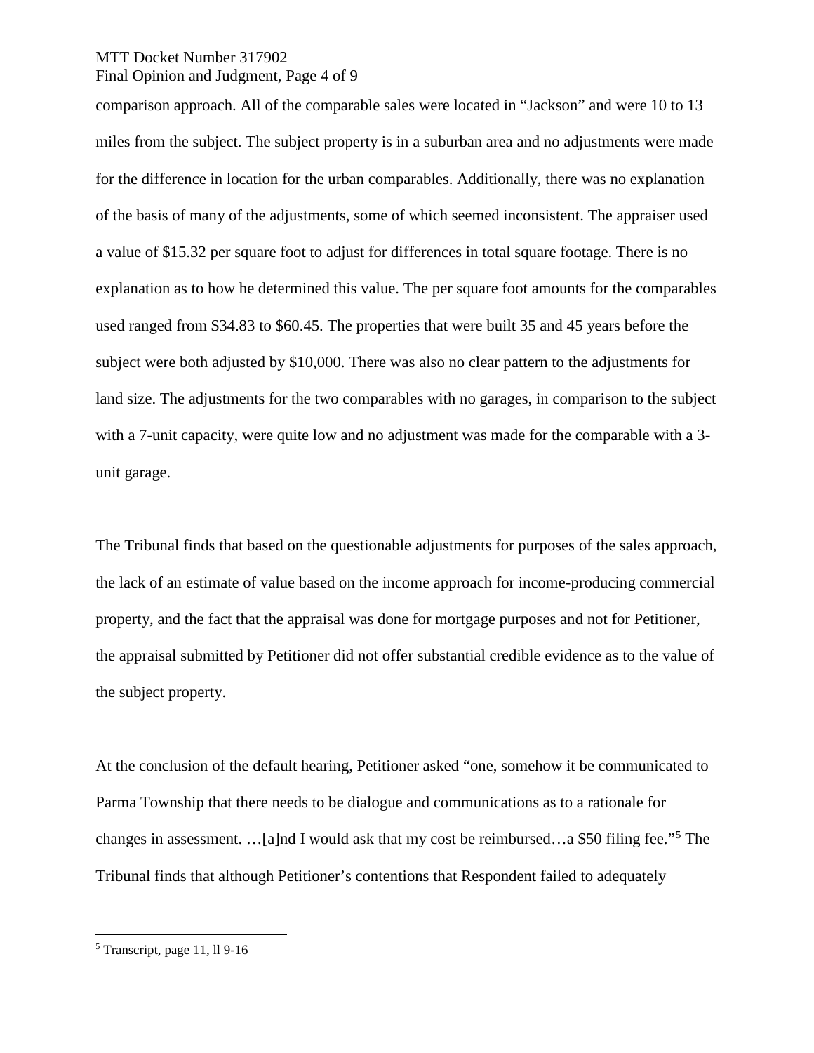comparison approach. All of the comparable sales were located in "Jackson" and were 10 to 13 miles from the subject. The subject property is in a suburban area and no adjustments were made for the difference in location for the urban comparables. Additionally, there was no explanation of the basis of many of the adjustments, some of which seemed inconsistent. The appraiser used a value of $15.32 per square foot to adjust for differences in total square footage. There is no explanation as to how he determined this value. The per square foot amounts for the comparables used ranged from $34.83 to $60.45. The properties that were built 35 and 45 years before the subject were both adjusted by $10,000. There was also no clear pattern to the adjustments for land size. The adjustments for the two comparables with no garages, in comparison to the subject with a 7-unit capacity, were quite low and no adjustment was made for the comparable with a 3-unit garage.

The Tribunal finds that based on the questionable adjustments for purposes of the sales approach, the lack of an estimate of value based on the income approach for income-producing commercial property, and the fact that the appraisal was done for mortgage purposes and not for Petitioner, the appraisal submitted by Petitioner did not offer substantial credible evidence as to the value of the subject property.

At the conclusion of the default hearing, Petitioner asked "one, somehow it be communicated to Parma Township that there needs to be dialogue and communications as to a rationale for changes in assessment. …[a]nd I would ask that my cost be reimbursed…a $50 filing fee."[5] The Tribunal finds that although Petitioner's contentions that Respondent failed to adequately

---

[5] Transcript, page 11, ll 9-16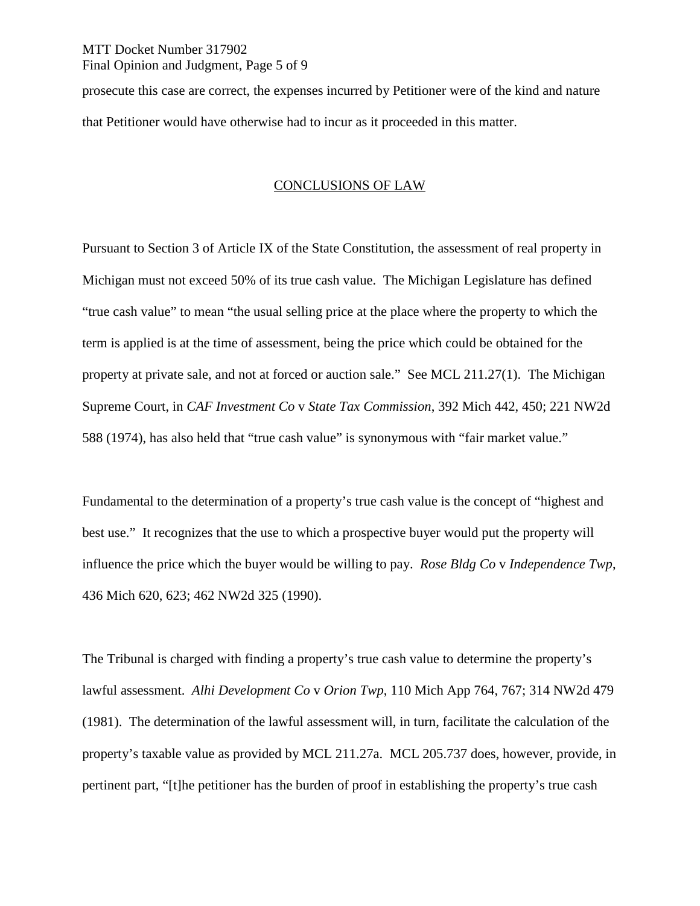prosecute this case are correct, the expenses incurred by Petitioner were of the kind and nature that Petitioner would have otherwise had to incur as it proceeded in this matter.

## CONCLUSIONS OF LAW

Pursuant to Section 3 of Article IX of the State Constitution, the assessment of real property in Michigan must not exceed 50% of its true cash value. The Michigan Legislature has defined "true cash value" to mean "the usual selling price at the place where the property to which the term is applied is at the time of assessment, being the price which could be obtained for the property at private sale, and not at forced or auction sale." See MCL 211.27(1). The Michigan Supreme Court, in *CAF Investment Co* v *State Tax Commission*, 392 Mich 442, 450; 221 NW2d 588 (1974), has also held that "true cash value" is synonymous with "fair market value."

Fundamental to the determination of a property's true cash value is the concept of "highest and best use." It recognizes that the use to which a prospective buyer would put the property will influence the price which the buyer would be willing to pay. *Rose Bldg Co* v *Independence Twp*, 436 Mich 620, 623; 462 NW2d 325 (1990).

The Tribunal is charged with finding a property's true cash value to determine the property's lawful assessment. *Alhi Development Co* v *Orion Twp*, 110 Mich App 764, 767; 314 NW2d 479 (1981). The determination of the lawful assessment will, in turn, facilitate the calculation of the property's taxable value as provided by MCL 211.27a. MCL 205.737 does, however, provide, in pertinent part, "[t]he petitioner has the burden of proof in establishing the property's true cash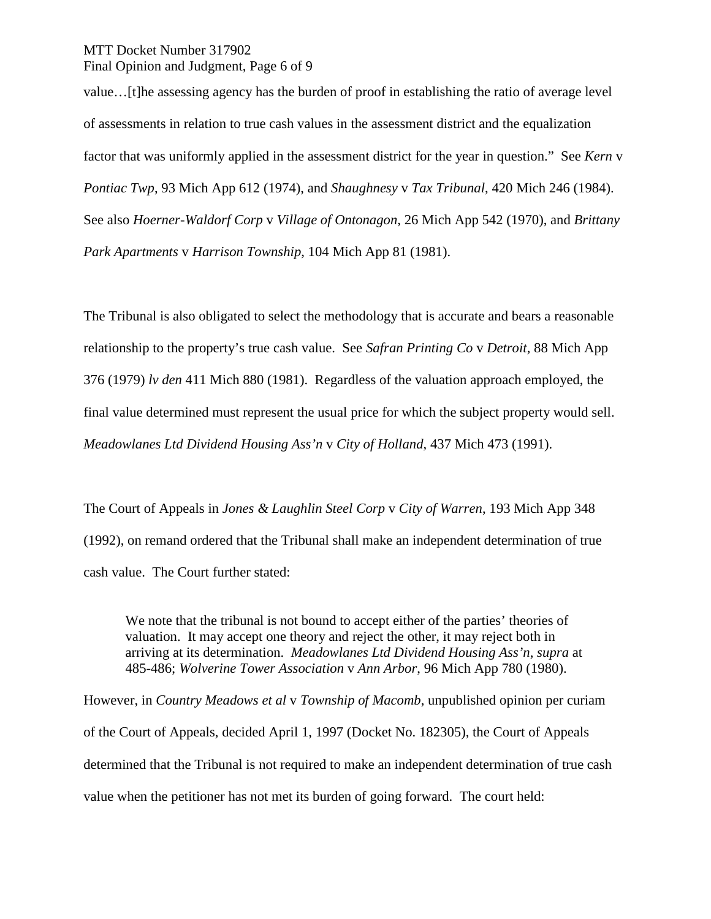value…[t]he assessing agency has the burden of proof in establishing the ratio of average level of assessments in relation to true cash values in the assessment district and the equalization factor that was uniformly applied in the assessment district for the year in question." See *Kern* v *Pontiac Twp*, 93 Mich App 612 (1974), and *Shaughnesy* v *Tax Tribunal*, 420 Mich 246 (1984). See also *Hoerner-Waldorf Corp* v *Village of Ontonagon*, 26 Mich App 542 (1970), and *Brittany Park Apartments* v *Harrison Township*, 104 Mich App 81 (1981).

The Tribunal is also obligated to select the methodology that is accurate and bears a reasonable relationship to the property's true cash value. See *Safran Printing Co* v *Detroit*, 88 Mich App 376 (1979) *lv den* 411 Mich 880 (1981). Regardless of the valuation approach employed, the final value determined must represent the usual price for which the subject property would sell. *Meadowlanes Ltd Dividend Housing Ass'n* v *City of Holland*, 437 Mich 473 (1991).

The Court of Appeals in *Jones & Laughlin Steel Corp* v *City of Warren*, 193 Mich App 348 (1992), on remand ordered that the Tribunal shall make an independent determination of true cash value. The Court further stated:

> We note that the tribunal is not bound to accept either of the parties' theories of valuation. It may accept one theory and reject the other, it may reject both in arriving at its determination. *Meadowlanes Ltd Dividend Housing Ass'n*, *supra* at 485-486; *Wolverine Tower Association* v *Ann Arbor*, 96 Mich App 780 (1980).

However, in *Country Meadows et al* v *Township of Macomb*, unpublished opinion per curiam of the Court of Appeals, decided April 1, 1997 (Docket No. 182305), the Court of Appeals determined that the Tribunal is not required to make an independent determination of true cash value when the petitioner has not met its burden of going forward. The court held: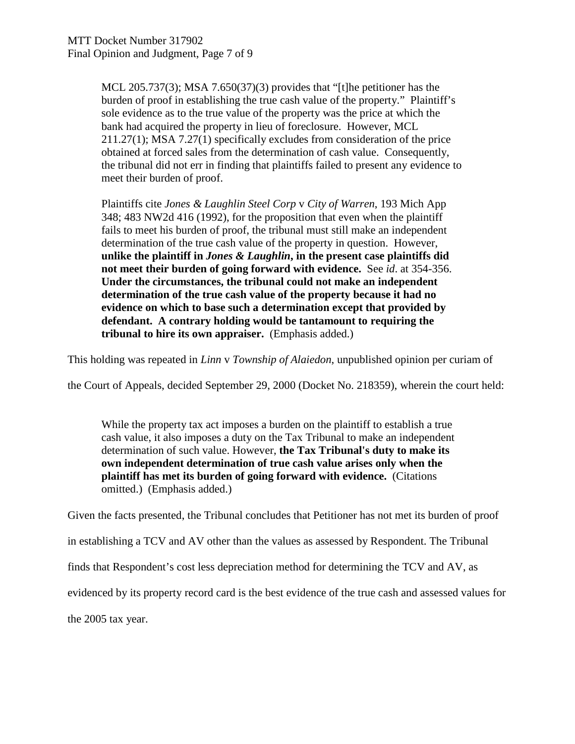> MCL 205.737(3); MSA 7.650(37)(3) provides that "[t]he petitioner has the burden of proof in establishing the true cash value of the property." Plaintiff's sole evidence as to the true value of the property was the price at which the bank had acquired the property in lieu of foreclosure. However, MCL 211.27(1); MSA 7.27(1) specifically excludes from consideration of the price obtained at forced sales from the determination of cash value. Consequently, the tribunal did not err in finding that plaintiffs failed to present any evidence to meet their burden of proof.
>
> Plaintiffs cite *Jones & Laughlin Steel Corp* v *City of Warren*, 193 Mich App 348; 483 NW2d 416 (1992), for the proposition that even when the plaintiff fails to meet his burden of proof, the tribunal must still make an independent determination of the true cash value of the property in question. However, **unlike the plaintiff in *Jones & Laughlin*, in the present case plaintiffs did not meet their burden of going forward with evidence.** See *id*. at 354-356. **Under the circumstances, the tribunal could not make an independent determination of the true cash value of the property because it had no evidence on which to base such a determination except that provided by defendant. A contrary holding would be tantamount to requiring the tribunal to hire its own appraiser.** (Emphasis added.)

This holding was repeated in *Linn* v *Township of Alaiedon*, unpublished opinion per curiam of the Court of Appeals, decided September 29, 2000 (Docket No. 218359), wherein the court held:

> While the property tax act imposes a burden on the plaintiff to establish a true cash value, it also imposes a duty on the Tax Tribunal to make an independent determination of such value. However, **the Tax Tribunal's duty to make its own independent determination of true cash value arises only when the plaintiff has met its burden of going forward with evidence.** (Citations omitted.) (Emphasis added.)

Given the facts presented, the Tribunal concludes that Petitioner has not met its burden of proof in establishing a TCV and AV other than the values as assessed by Respondent. The Tribunal finds that Respondent's cost less depreciation method for determining the TCV and AV, as evidenced by its property record card is the best evidence of the true cash and assessed values for the 2005 tax year.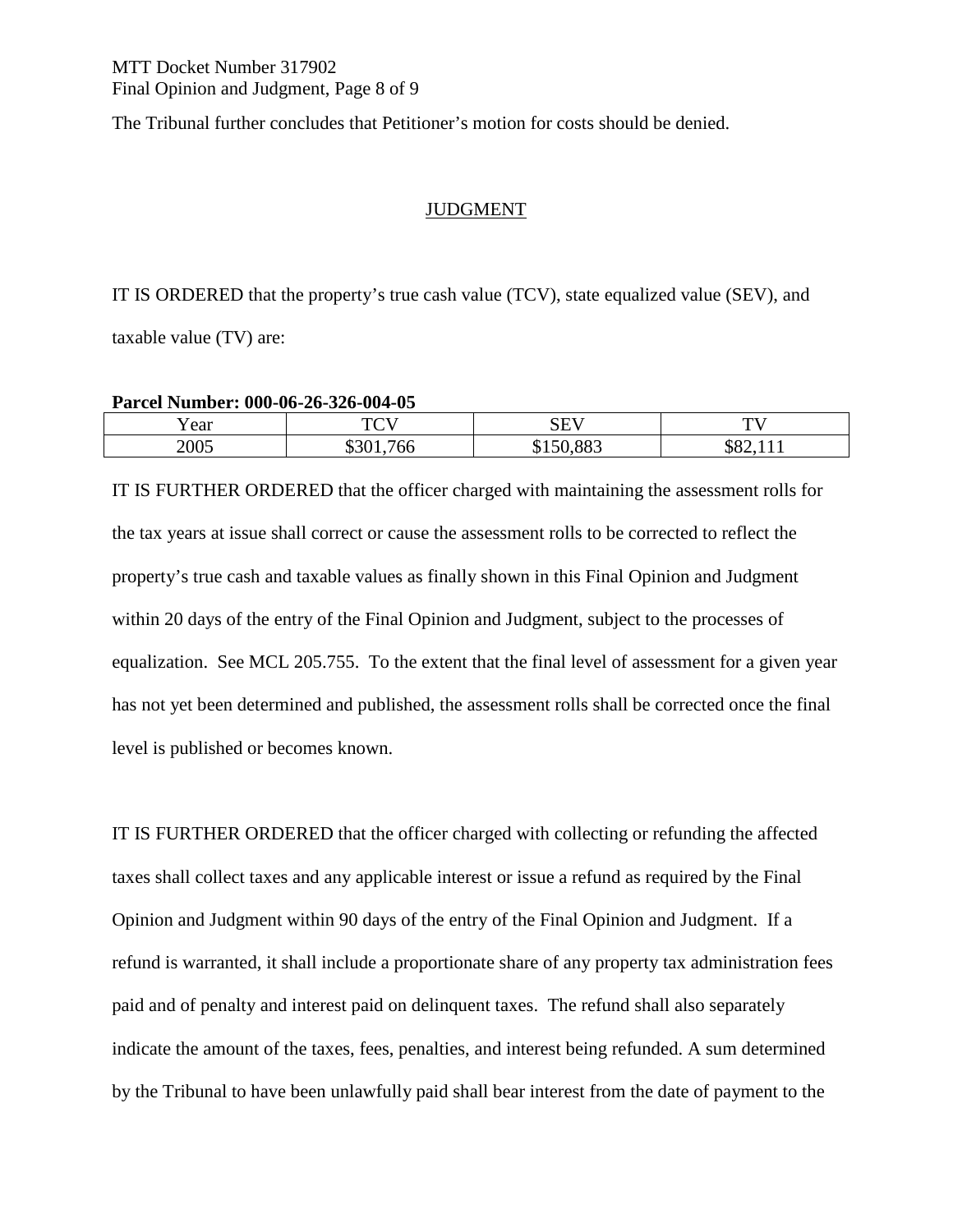The Tribunal further concludes that Petitioner's motion for costs should be denied.

## JUDGMENT

IT IS ORDERED that the property's true cash value (TCV), state equalized value (SEV), and taxable value (TV) are:

**Parcel Number: 000-06-26-326-004-05**

| Year | TCV | SEV | TV |
|---|---|---|---|
| 2005 | $301,766 | $150,883 | $82,111 |

IT IS FURTHER ORDERED that the officer charged with maintaining the assessment rolls for the tax years at issue shall correct or cause the assessment rolls to be corrected to reflect the property's true cash and taxable values as finally shown in this Final Opinion and Judgment within 20 days of the entry of the Final Opinion and Judgment, subject to the processes of equalization. See MCL 205.755. To the extent that the final level of assessment for a given year has not yet been determined and published, the assessment rolls shall be corrected once the final level is published or becomes known.

IT IS FURTHER ORDERED that the officer charged with collecting or refunding the affected taxes shall collect taxes and any applicable interest or issue a refund as required by the Final Opinion and Judgment within 90 days of the entry of the Final Opinion and Judgment. If a refund is warranted, it shall include a proportionate share of any property tax administration fees paid and of penalty and interest paid on delinquent taxes. The refund shall also separately indicate the amount of the taxes, fees, penalties, and interest being refunded. A sum determined by the Tribunal to have been unlawfully paid shall bear interest from the date of payment to the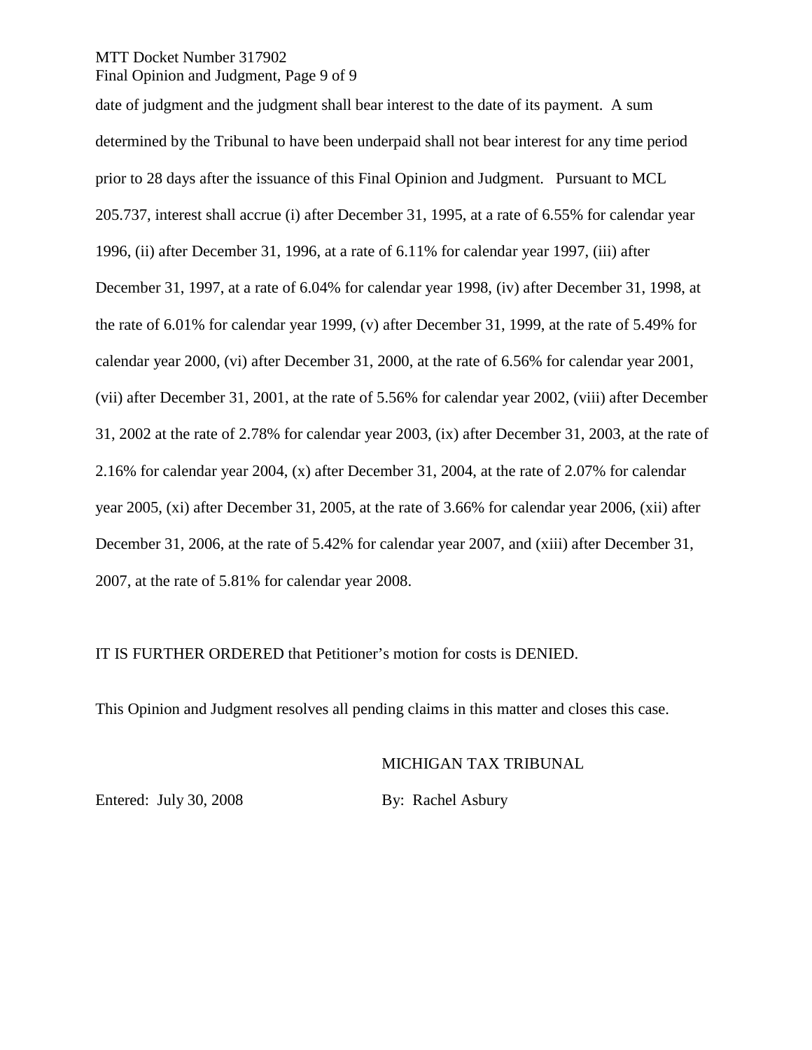date of judgment and the judgment shall bear interest to the date of its payment. A sum determined by the Tribunal to have been underpaid shall not bear interest for any time period prior to 28 days after the issuance of this Final Opinion and Judgment. Pursuant to MCL 205.737, interest shall accrue (i) after December 31, 1995, at a rate of 6.55% for calendar year 1996, (ii) after December 31, 1996, at a rate of 6.11% for calendar year 1997, (iii) after December 31, 1997, at a rate of 6.04% for calendar year 1998, (iv) after December 31, 1998, at the rate of 6.01% for calendar year 1999, (v) after December 31, 1999, at the rate of 5.49% for calendar year 2000, (vi) after December 31, 2000, at the rate of 6.56% for calendar year 2001, (vii) after December 31, 2001, at the rate of 5.56% for calendar year 2002, (viii) after December 31, 2002 at the rate of 2.78% for calendar year 2003, (ix) after December 31, 2003, at the rate of 2.16% for calendar year 2004, (x) after December 31, 2004, at the rate of 2.07% for calendar year 2005, (xi) after December 31, 2005, at the rate of 3.66% for calendar year 2006, (xii) after December 31, 2006, at the rate of 5.42% for calendar year 2007, and (xiii) after December 31, 2007, at the rate of 5.81% for calendar year 2008.

IT IS FURTHER ORDERED that Petitioner's motion for costs is DENIED.

This Opinion and Judgment resolves all pending claims in this matter and closes this case.

MICHIGAN TAX TRIBUNAL

Entered: July 30, 2008

By: Rachel Asbury